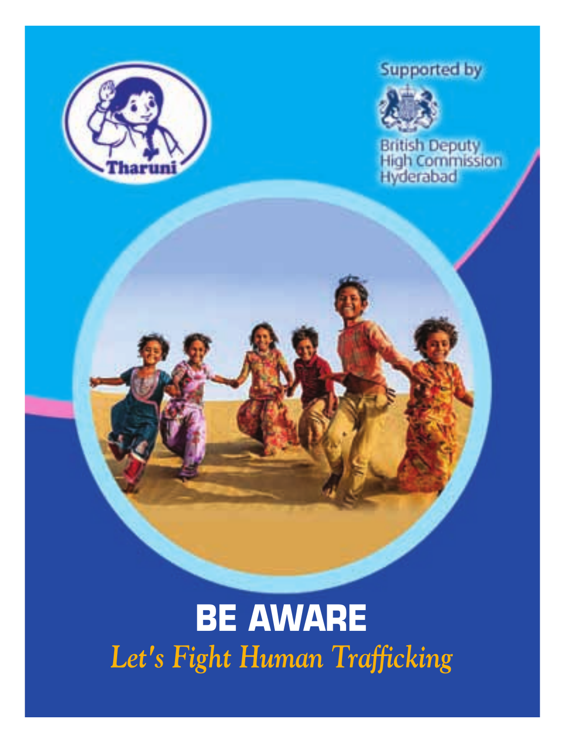Tharuni

Supported by

British Deputy High Commission Hyderabad

# BE AWARE

*Let's Fight Human Trafficking*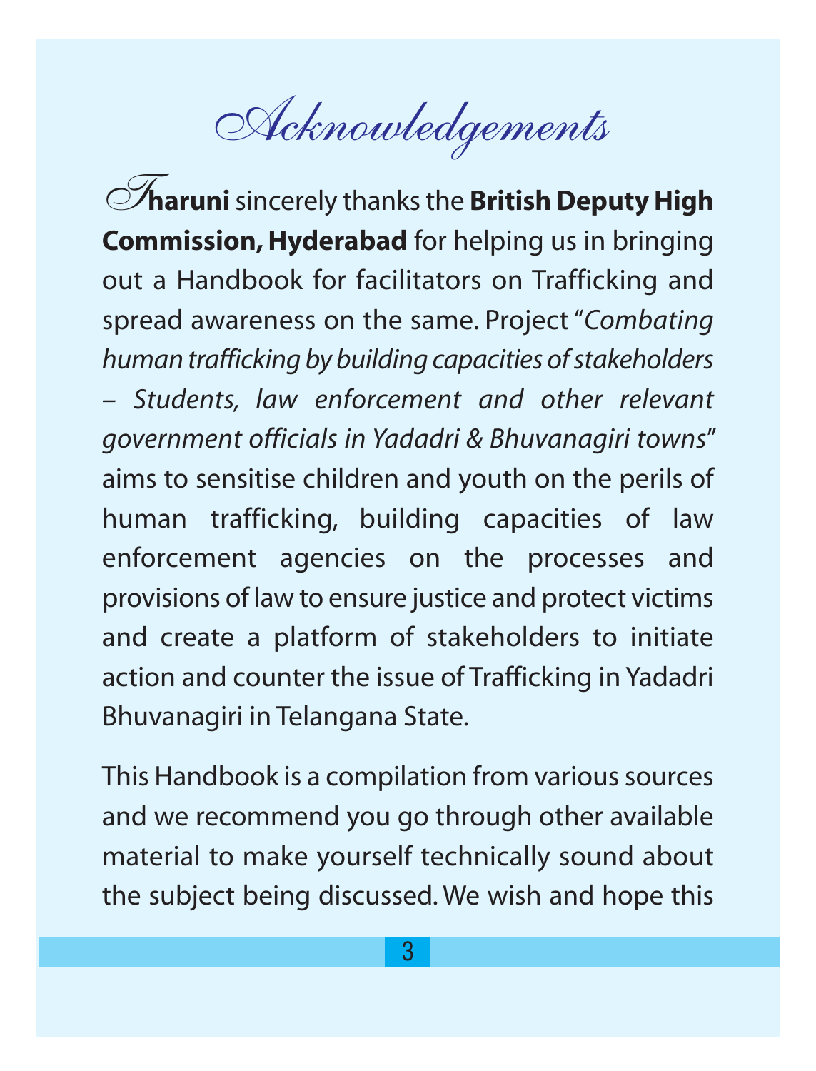# Acknowledgements

**Tharuni** sincerely thanks the **British Deputy High Commission, Hyderabad** for helping us in bringing out a Handbook for facilitators on Trafficking and spread awareness on the same. Project "*Combating human trafficking by building capacities of stakeholders – Students, law enforcement and other relevant government officials in Yadadri & Bhuvanagiri towns*" aims to sensitise children and youth on the perils of human trafficking, building capacities of law enforcement agencies on the processes and provisions of law to ensure justice and protect victims and create a platform of stakeholders to initiate action and counter the issue of Trafficking in Yadadri Bhuvanagiri in Telangana State.

This Handbook is a compilation from various sources and we recommend you go through other available material to make yourself technically sound about the subject being discussed. We wish and hope this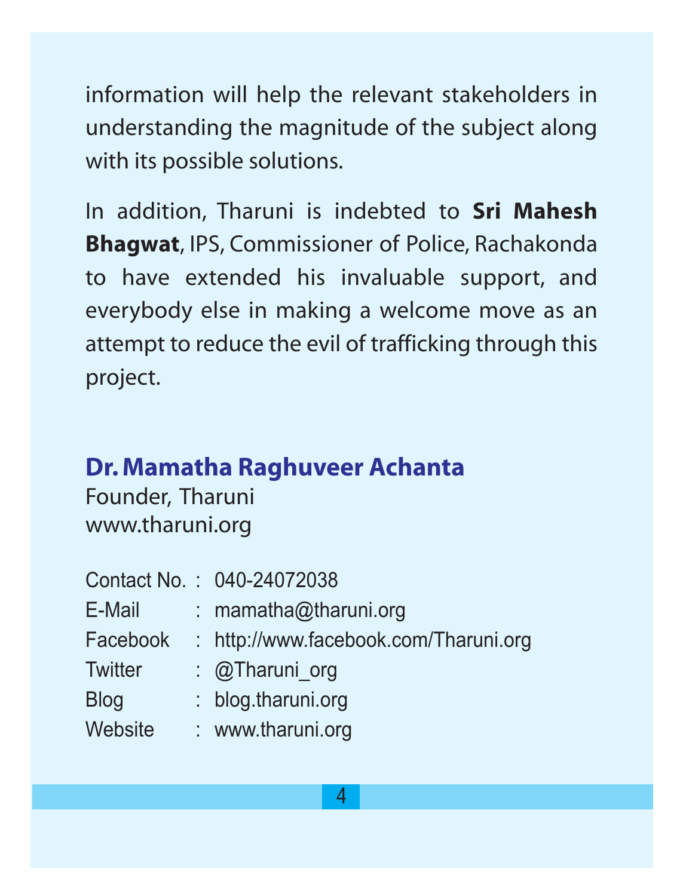information will help the relevant stakeholders in understanding the magnitude of the subject along with its possible solutions.

In addition, Tharuni is indebted to **Sri Mahesh Bhagwat**, IPS, Commissioner of Police, Rachakonda to have extended his invaluable support, and everybody else in making a welcome move as an attempt to reduce the evil of trafficking through this project.

**Dr. Mamatha Raghuveer Achanta**
Founder, Tharuni
www.tharuni.org

| | | |
|---|---|---|
| Contact No. | : | 040-24072038 |
| E-Mail | : | mamatha@tharuni.org |
| Facebook | : | http://www.facebook.com/Tharuni.org |
| Twitter | : | @Tharuni_org |
| Blog | : | blog.tharuni.org |
| Website | : | www.tharuni.org |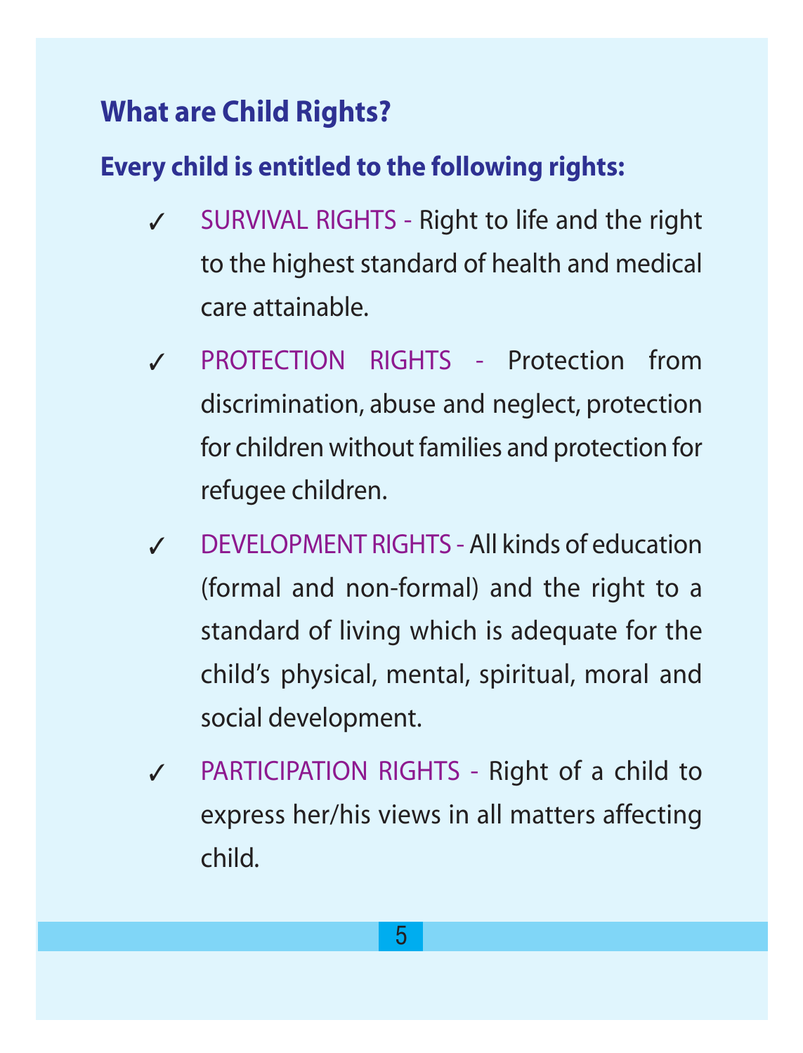## What are Child Rights?

**Every child is entitled to the following rights:**

- ✓ SURVIVAL RIGHTS - Right to life and the right to the highest standard of health and medical care attainable.
- ✓ PROTECTION RIGHTS - Protection from discrimination, abuse and neglect, protection for children without families and protection for refugee children.
- ✓ DEVELOPMENT RIGHTS - All kinds of education (formal and non-formal) and the right to a standard of living which is adequate for the child's physical, mental, spiritual, moral and social development.
- ✓ PARTICIPATION RIGHTS - Right of a child to express her/his views in all matters affecting child.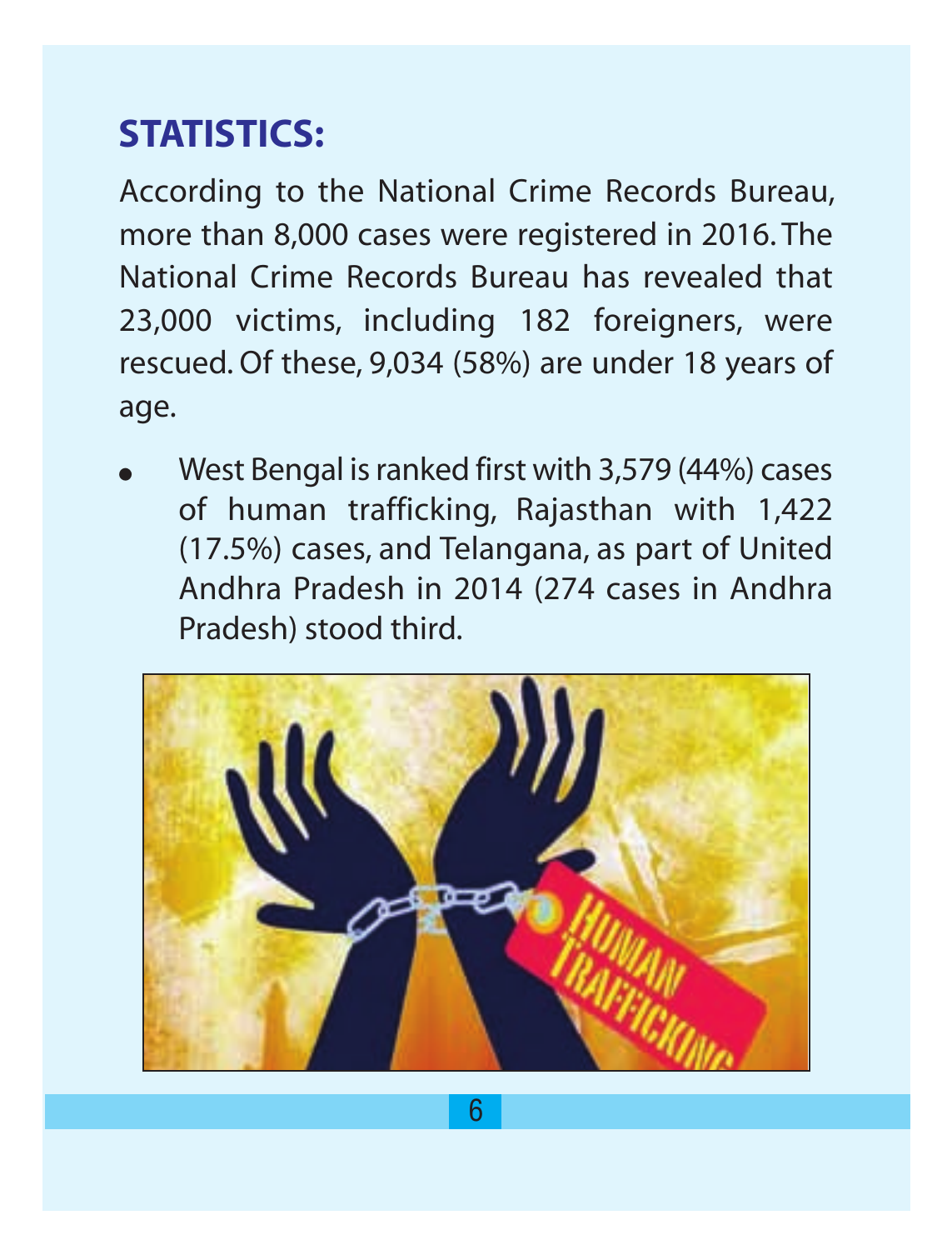## STATISTICS:

According to the National Crime Records Bureau, more than 8,000 cases were registered in 2016. The National Crime Records Bureau has revealed that 23,000 victims, including 182 foreigners, were rescued. Of these, 9,034 (58%) are under 18 years of age.

- West Bengal is ranked first with 3,579 (44%) cases of human trafficking, Rajasthan with 1,422 (17.5%) cases, and Telangana, as part of United Andhra Pradesh in 2014 (274 cases in Andhra Pradesh) stood third.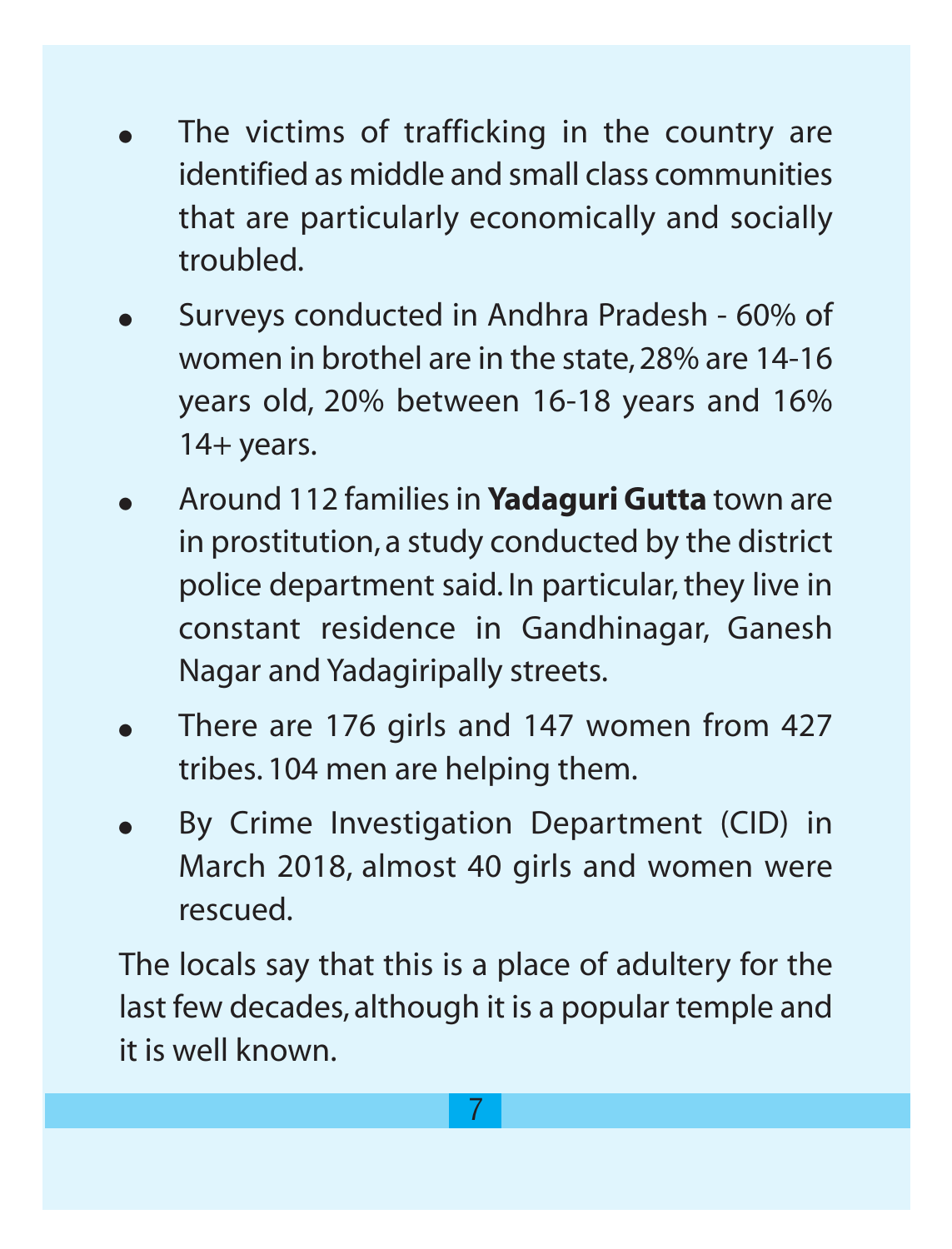- The victims of trafficking in the country are identified as middle and small class communities that are particularly economically and socially troubled.
- Surveys conducted in Andhra Pradesh - 60% of women in brothel are in the state, 28% are 14-16 years old, 20% between 16-18 years and 16% 14+ years.
- Around 112 families in **Yadaguri Gutta** town are in prostitution, a study conducted by the district police department said. In particular, they live in constant residence in Gandhinagar, Ganesh Nagar and Yadagiripally streets.
- There are 176 girls and 147 women from 427 tribes. 104 men are helping them.
- By Crime Investigation Department (CID) in March 2018, almost 40 girls and women were rescued.

The locals say that this is a place of adultery for the last few decades, although it is a popular temple and it is well known.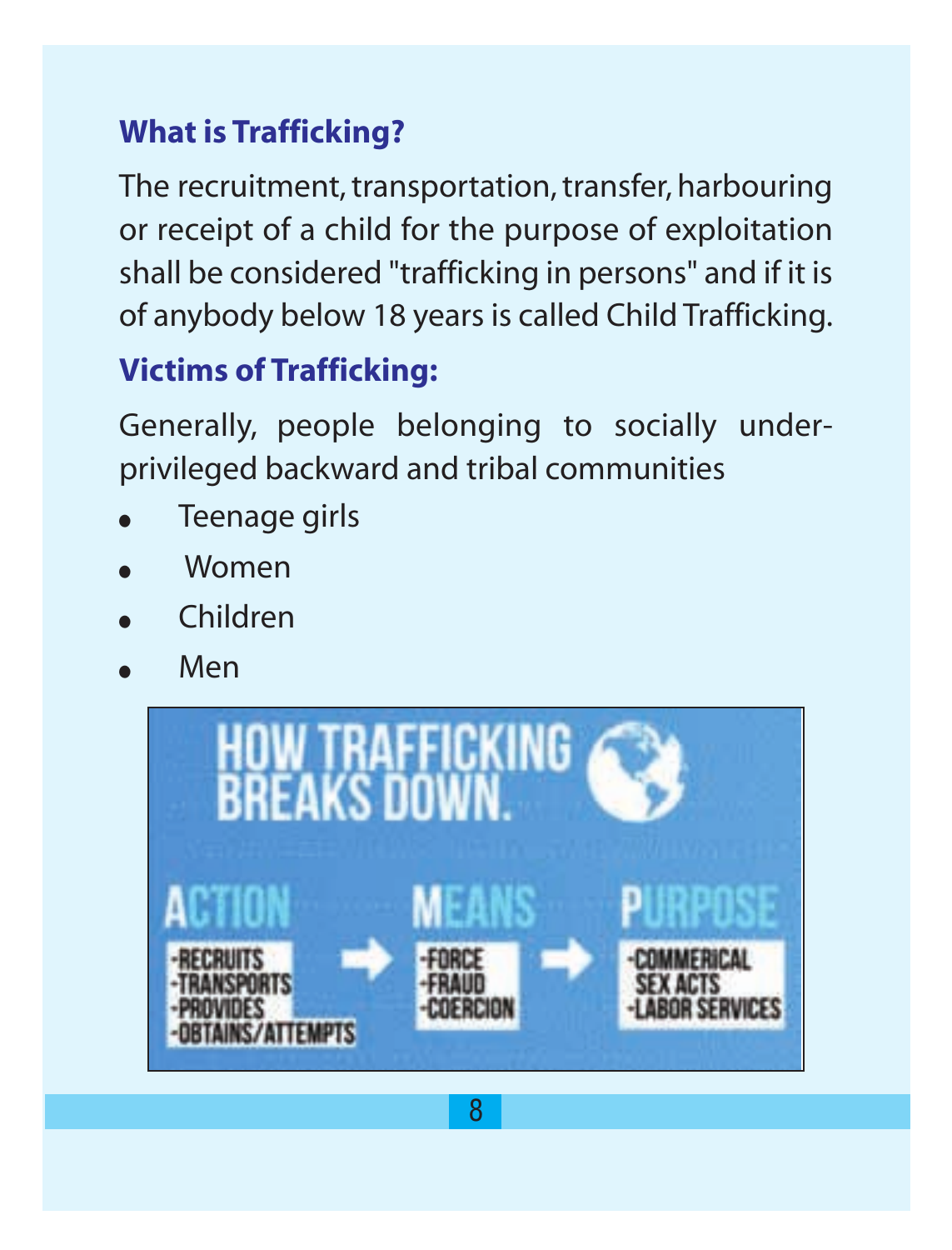## What is Trafficking?

The recruitment, transportation, transfer, harbouring or receipt of a child for the purpose of exploitation shall be considered "trafficking in persons" and if it is of anybody below 18 years is called Child Trafficking.

## Victims of Trafficking:

Generally, people belonging to socially under-privileged backward and tribal communities

- Teenage girls
- Women
- Children
- Men

HOW TRAFFICKING BREAKS DOWN.

| ACTION | | MEANS | | PURPOSE |
|---|---|---|---|---|
| -RECRUITS<br>-TRANSPORTS<br>-PROVIDES<br>-OBTAINS/ATTEMPTS | → | -FORCE<br>-FRAUD<br>-COERCION | → | -COMMERICAL SEX ACTS<br>-LABOR SERVICES |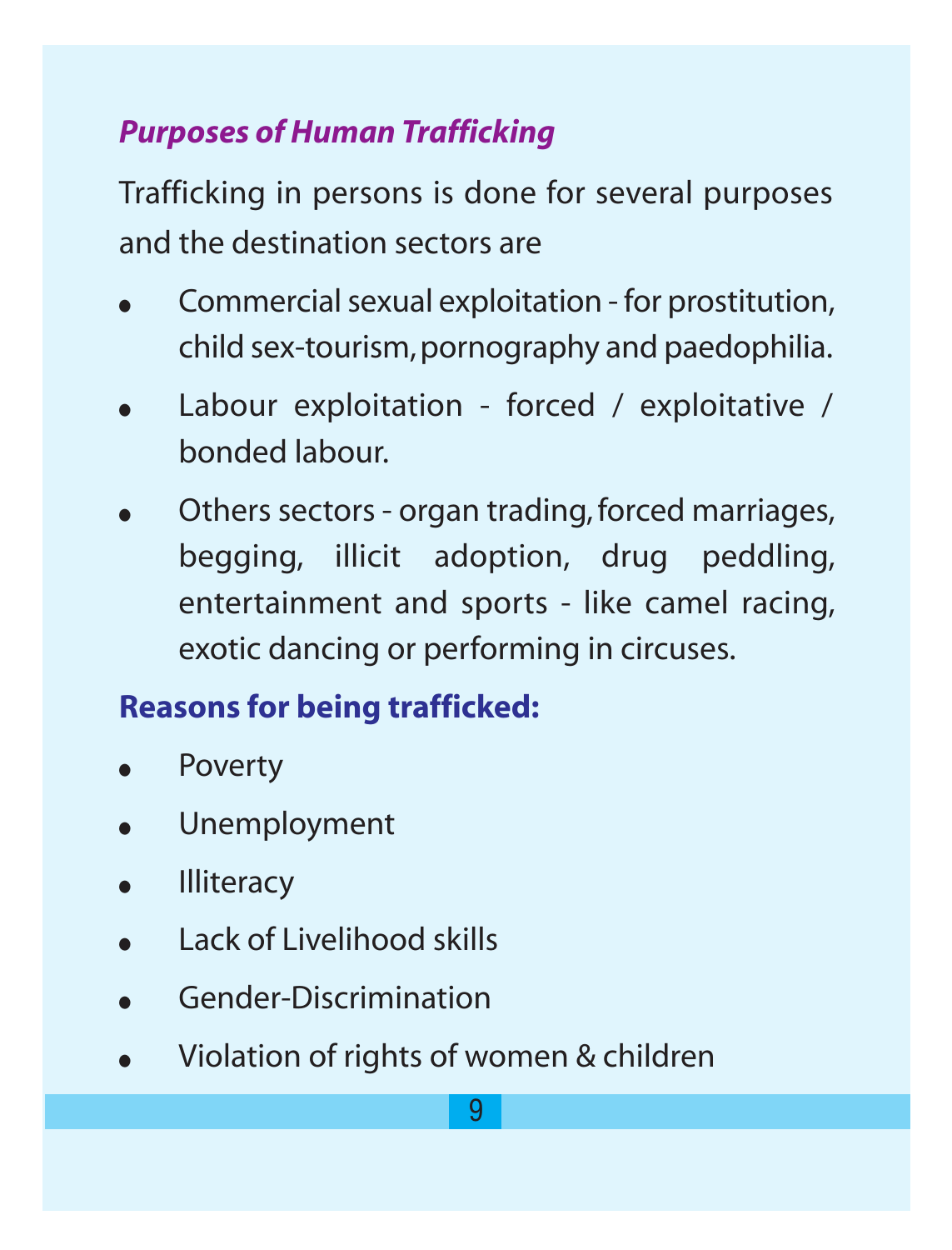### *Purposes of Human Trafficking*

Trafficking in persons is done for several purposes and the destination sectors are

- Commercial sexual exploitation - for prostitution, child sex-tourism, pornography and paedophilia.
- Labour exploitation - forced / exploitative / bonded labour.
- Others sectors - organ trading, forced marriages, begging, illicit adoption, drug peddling, entertainment and sports - like camel racing, exotic dancing or performing in circuses.

### **Reasons for being trafficked:**

- Poverty
- Unemployment
- Illiteracy
- Lack of Livelihood skills
- Gender-Discrimination
- Violation of rights of women & children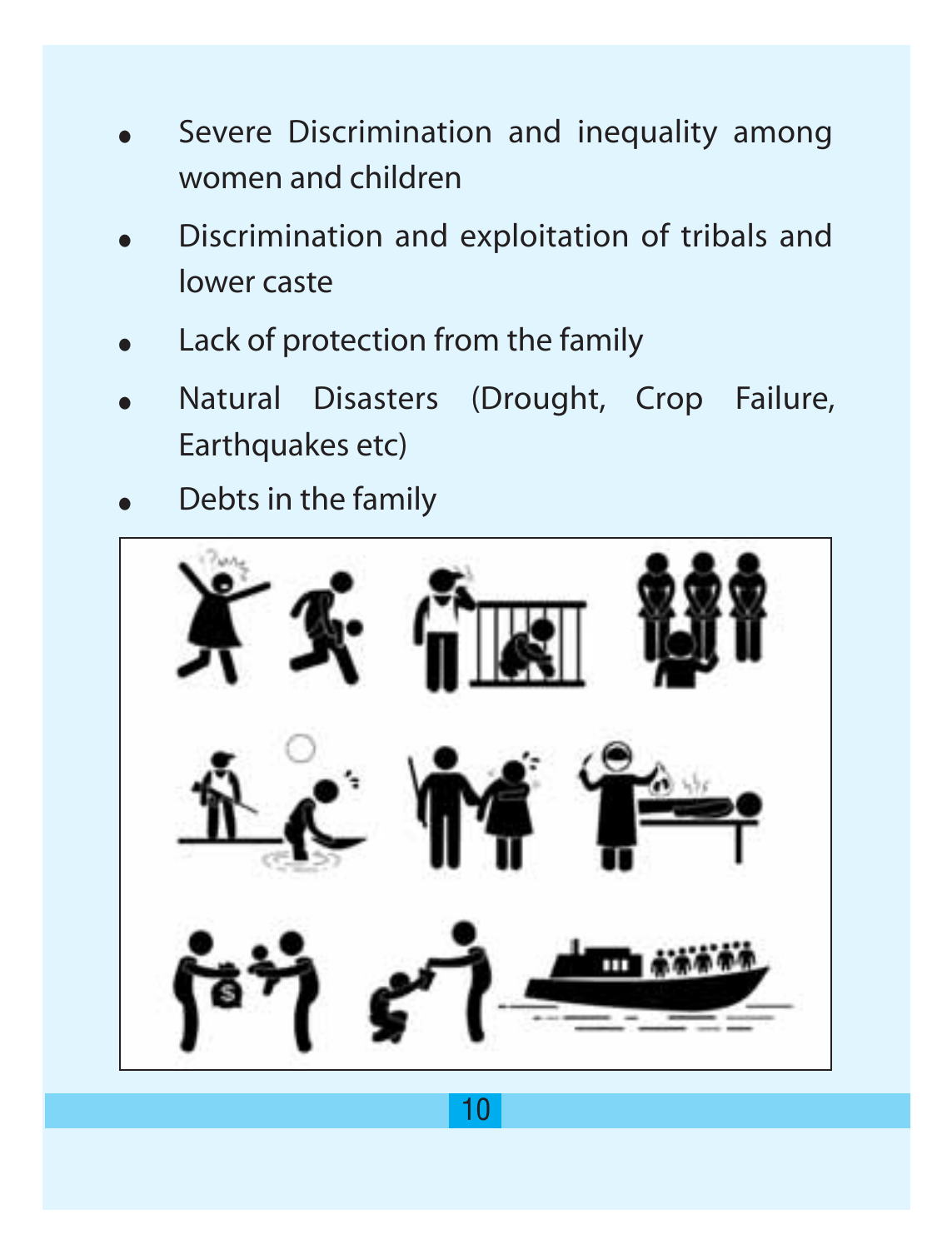- Severe Discrimination and inequality among women and children
- Discrimination and exploitation of tribals and lower caste
- Lack of protection from the family
- Natural Disasters (Drought, Crop Failure, Earthquakes etc)
- Debts in the family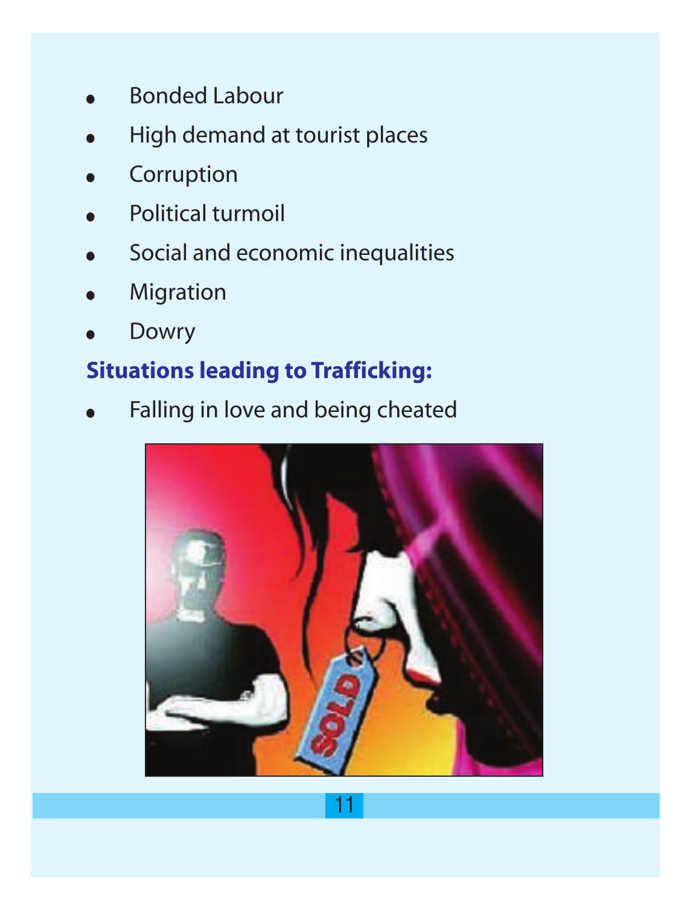- Bonded Labour
- High demand at tourist places
- Corruption
- Political turmoil
- Social and economic inequalities
- Migration
- Dowry

### Situations leading to Trafficking:

- Falling in love and being cheated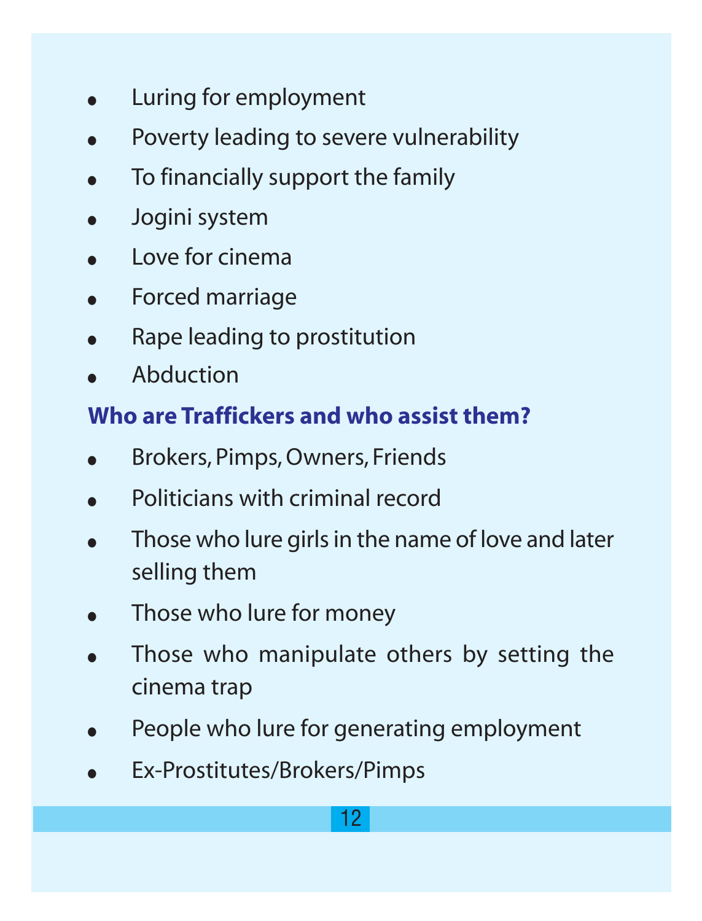- Luring for employment
- Poverty leading to severe vulnerability
- To financially support the family
- Jogini system
- Love for cinema
- Forced marriage
- Rape leading to prostitution
- Abduction

### Who are Traffickers and who assist them?

- Brokers, Pimps, Owners, Friends
- Politicians with criminal record
- Those who lure girls in the name of love and later selling them
- Those who lure for money
- Those who manipulate others by setting the cinema trap
- People who lure for generating employment
- Ex-Prostitutes/Brokers/Pimps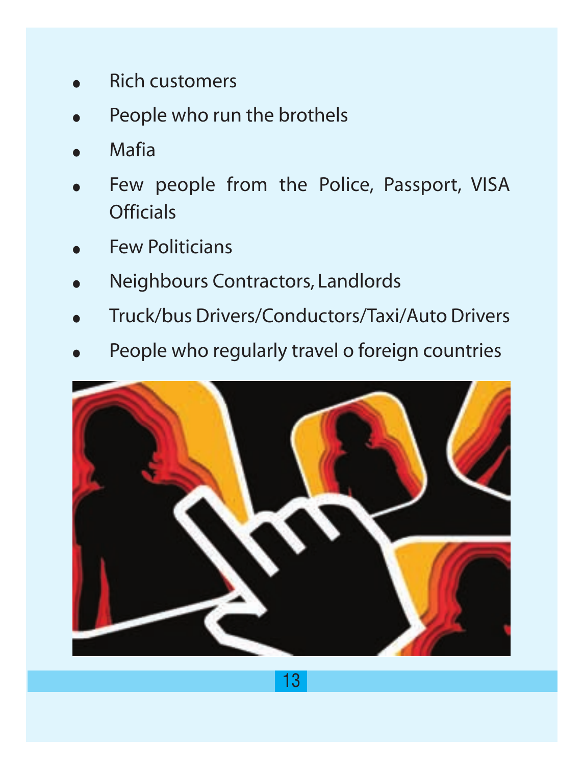- Rich customers
- People who run the brothels
- Mafia
- Few people from the Police, Passport, VISA Officials
- Few Politicians
- Neighbours Contractors, Landlords
- Truck/bus Drivers/Conductors/Taxi/Auto Drivers
- People who regularly travel o foreign countries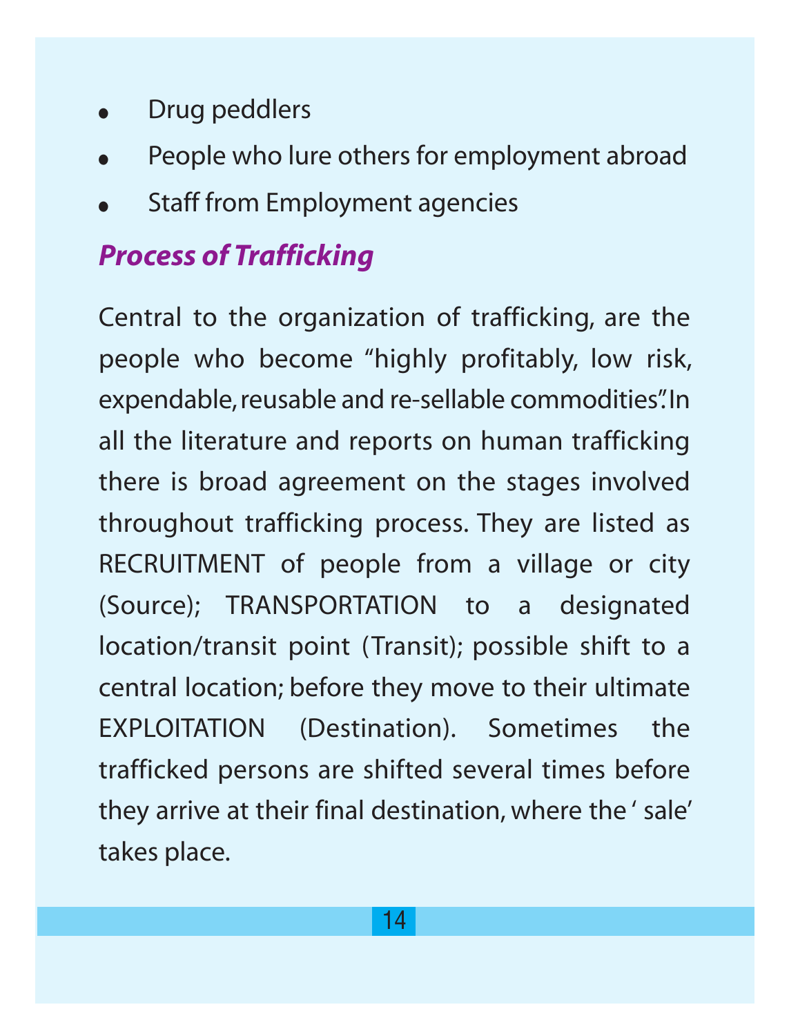- Drug peddlers
- People who lure others for employment abroad
- Staff from Employment agencies

### *Process of Trafficking*

Central to the organization of trafficking, are the people who become "highly profitably, low risk, expendable, reusable and re-sellable commodities". In all the literature and reports on human trafficking there is broad agreement on the stages involved throughout trafficking process. They are listed as RECRUITMENT of people from a village or city (Source); TRANSPORTATION to a designated location/transit point (Transit); possible shift to a central location; before they move to their ultimate EXPLOITATION (Destination). Sometimes the trafficked persons are shifted several times before they arrive at their final destination, where the ' sale' takes place.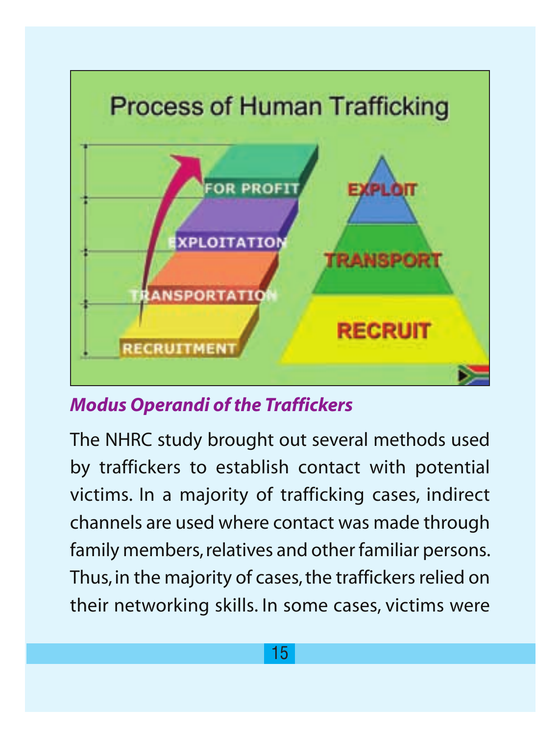### *Modus Operandi of the Traffickers*

The NHRC study brought out several methods used by traffickers to establish contact with potential victims. In a majority of trafficking cases, indirect channels are used where contact was made through family members, relatives and other familiar persons. Thus, in the majority of cases, the traffickers relied on their networking skills. In some cases, victims were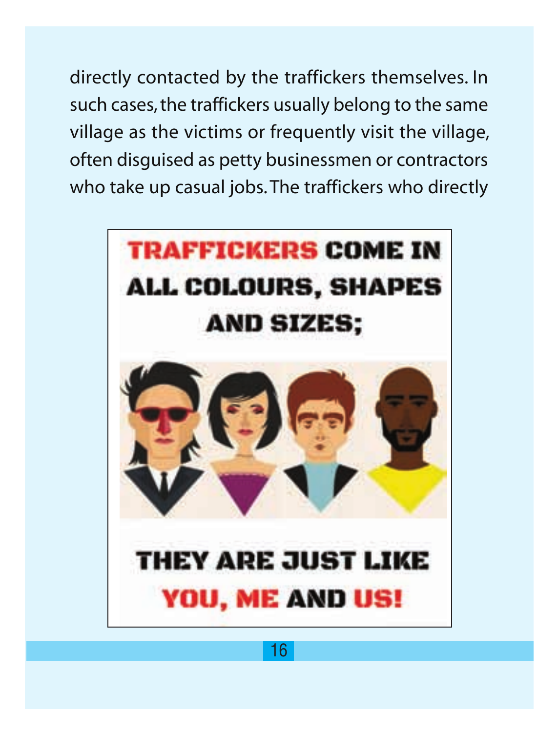directly contacted by the traffickers themselves. In such cases, the traffickers usually belong to the same village as the victims or frequently visit the village, often disguised as petty businessmen or contractors who take up casual jobs. The traffickers who directly

**TRAFFICKERS COME IN ALL COLOURS, SHAPES AND SIZES;**

**THEY ARE JUST LIKE YOU, ME AND US!**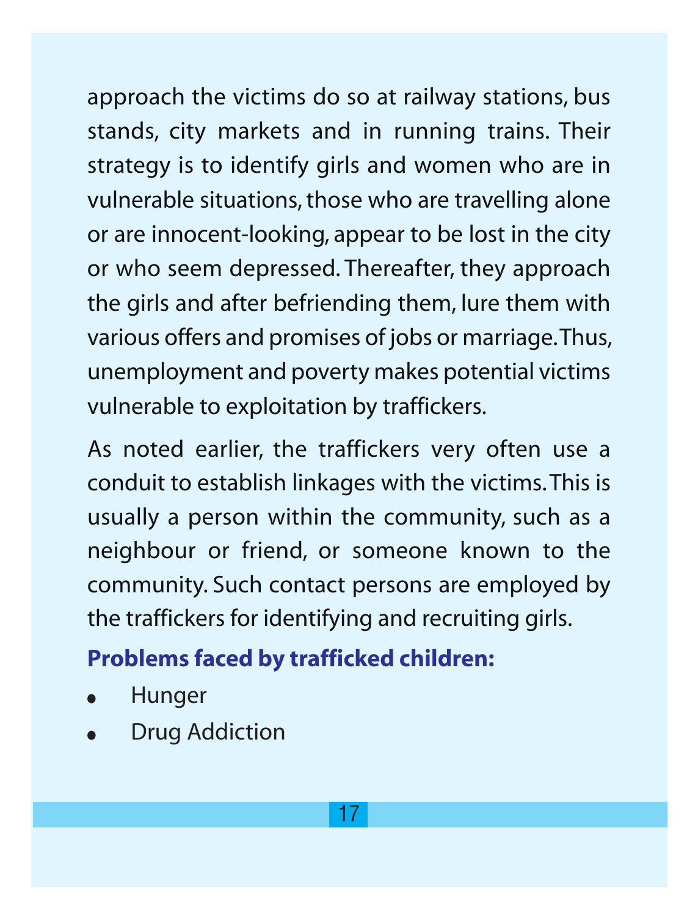approach the victims do so at railway stations, bus stands, city markets and in running trains. Their strategy is to identify girls and women who are in vulnerable situations, those who are travelling alone or are innocent-looking, appear to be lost in the city or who seem depressed. Thereafter, they approach the girls and after befriending them, lure them with various offers and promises of jobs or marriage. Thus, unemployment and poverty makes potential victims vulnerable to exploitation by traffickers.

As noted earlier, the traffickers very often use a conduit to establish linkages with the victims. This is usually a person within the community, such as a neighbour or friend, or someone known to the community. Such contact persons are employed by the traffickers for identifying and recruiting girls.

**Problems faced by trafficked children:**

- Hunger
- Drug Addiction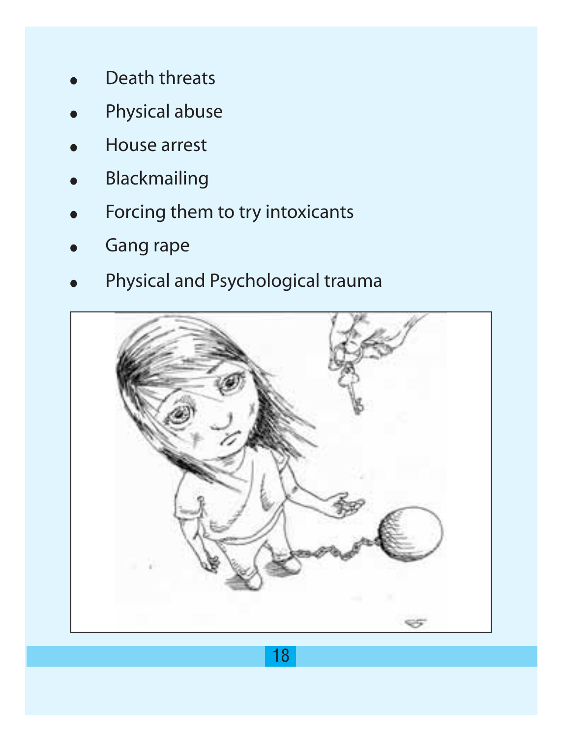- Death threats
- Physical abuse
- House arrest
- Blackmailing
- Forcing them to try intoxicants
- Gang rape
- Physical and Psychological trauma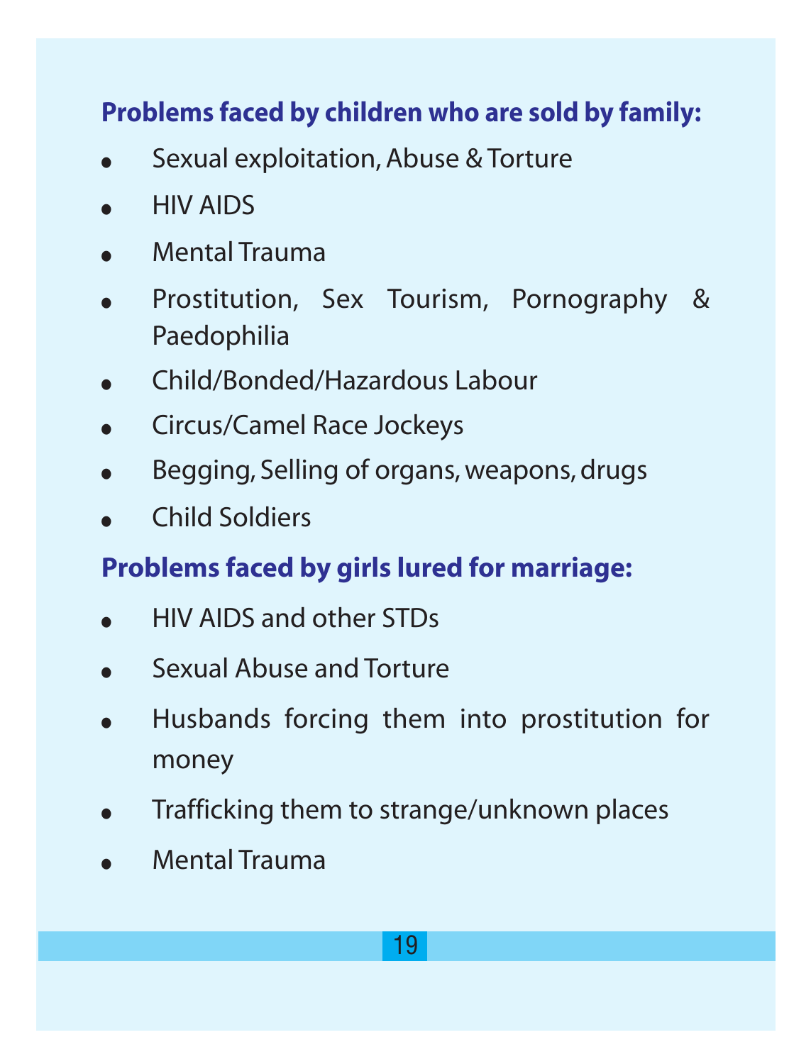**Problems faced by children who are sold by family:**

- Sexual exploitation, Abuse & Torture
- HIV AIDS
- Mental Trauma
- Prostitution, Sex Tourism, Pornography & Paedophilia
- Child/Bonded/Hazardous Labour
- Circus/Camel Race Jockeys
- Begging, Selling of organs, weapons, drugs
- Child Soldiers

**Problems faced by girls lured for marriage:**

- HIV AIDS and other STDs
- Sexual Abuse and Torture
- Husbands forcing them into prostitution for money
- Trafficking them to strange/unknown places
- Mental Trauma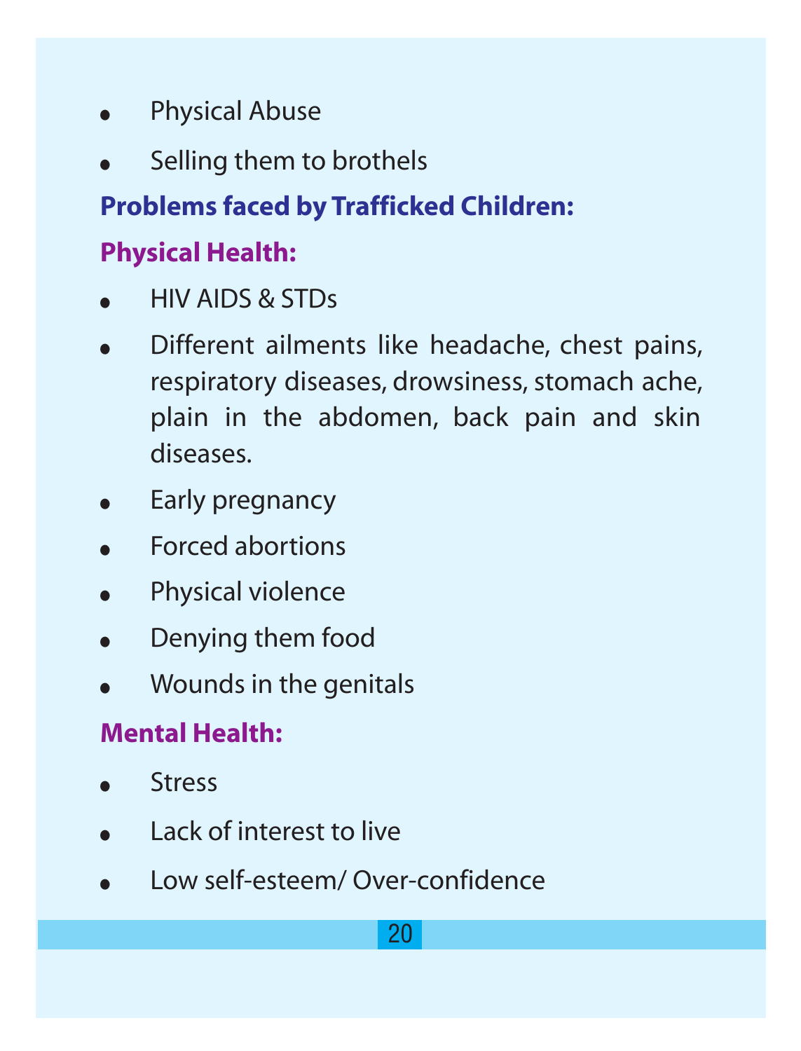- Physical Abuse
- Selling them to brothels

## Problems faced by Trafficked Children:

### Physical Health:

- HIV AIDS & STDs
- Different ailments like headache, chest pains, respiratory diseases, drowsiness, stomach ache, plain in the abdomen, back pain and skin diseases.
- Early pregnancy
- Forced abortions
- Physical violence
- Denying them food
- Wounds in the genitals

### Mental Health:

- Stress
- Lack of interest to live
- Low self-esteem/ Over-confidence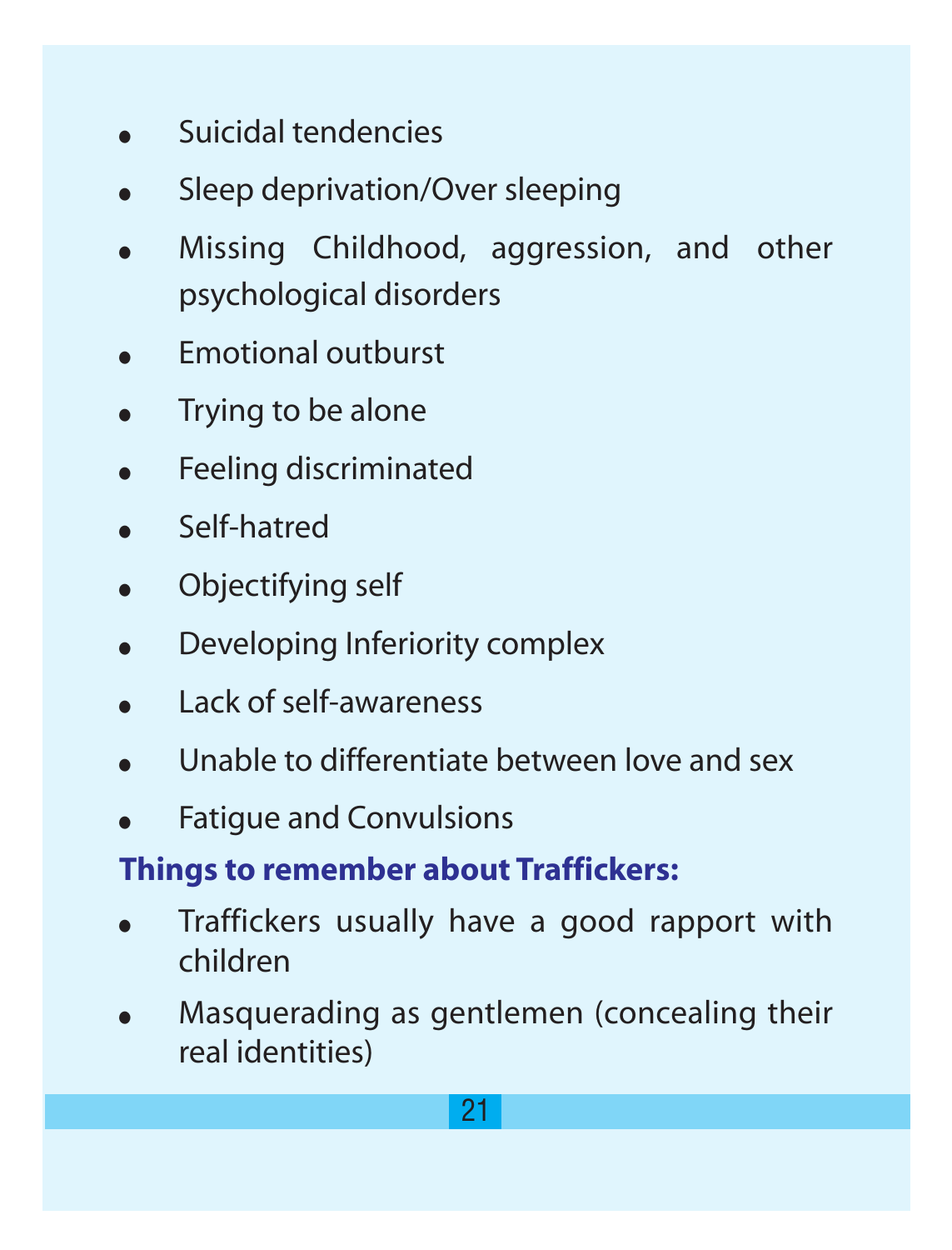- Suicidal tendencies
- Sleep deprivation/Over sleeping
- Missing Childhood, aggression, and other psychological disorders
- Emotional outburst
- Trying to be alone
- Feeling discriminated
- Self-hatred
- Objectifying self
- Developing Inferiority complex
- Lack of self-awareness
- Unable to differentiate between love and sex
- Fatigue and Convulsions

**Things to remember about Traffickers:**

- Traffickers usually have a good rapport with children
- Masquerading as gentlemen (concealing their real identities)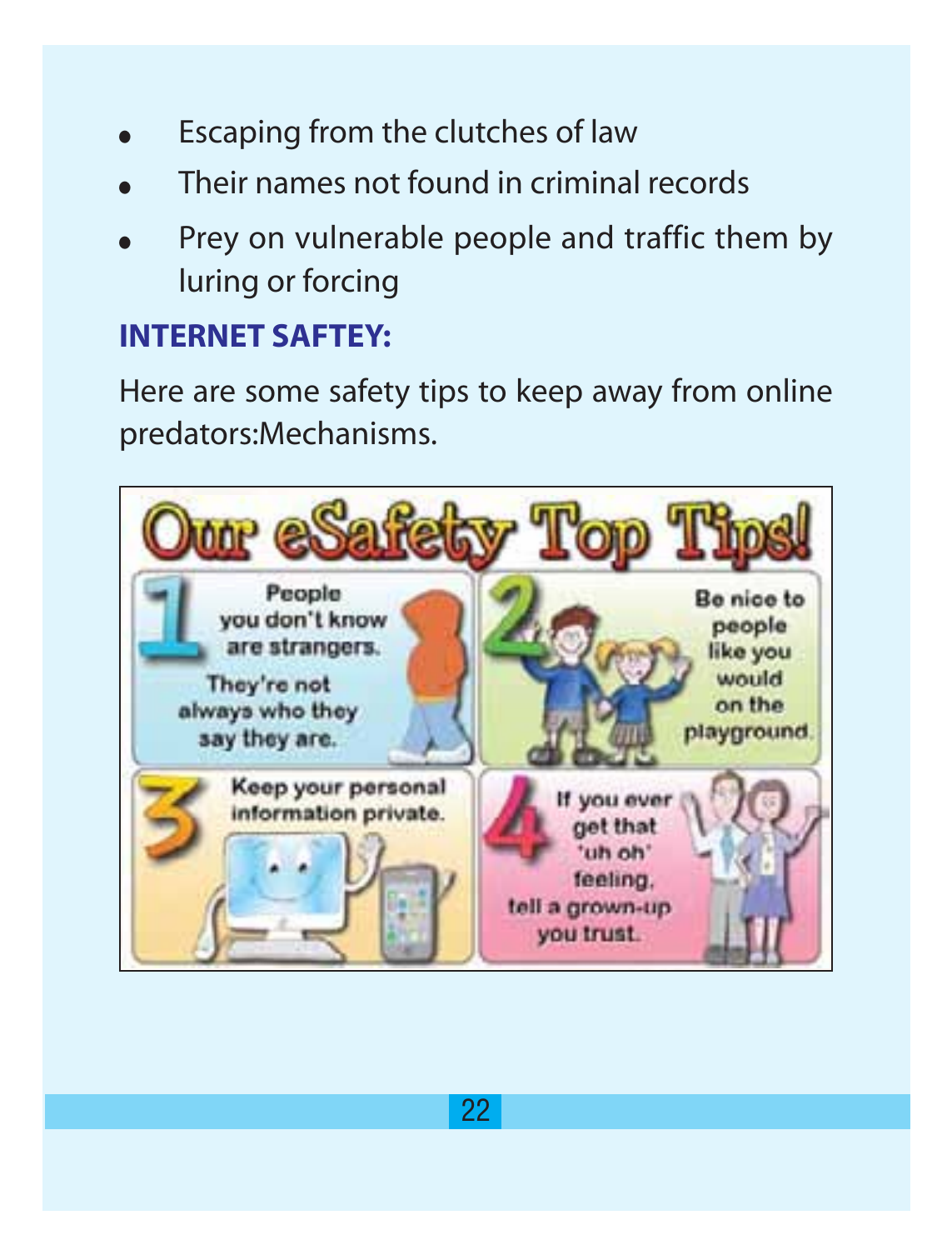- Escaping from the clutches of law
- Their names not found in criminal records
- Prey on vulnerable people and traffic them by luring or forcing

**INTERNET SAFTEY:**

Here are some safety tips to keep away from online predators:Mechanisms.

**Our eSafety Top Tips!**

1. People you don't know are strangers. They're not always who they say they are.
2. Be nice to people like you would on the playground.
3. Keep your personal information private.
4. If you ever get that 'uh oh' feeling, tell a grown-up you trust.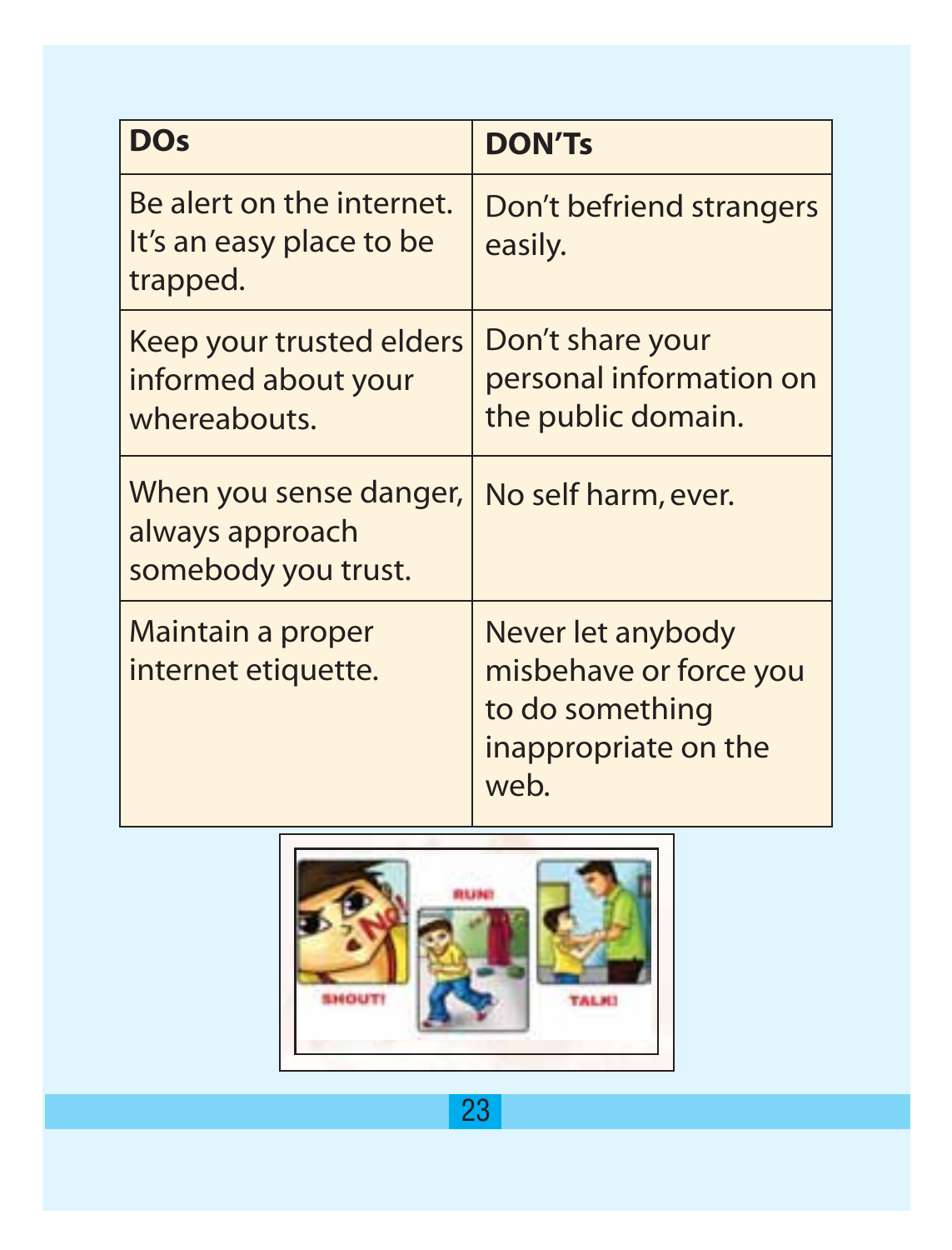| DOs | DON'Ts |
|---|---|
| Be alert on the internet. It's an easy place to be trapped. | Don't befriend strangers easily. |
| Keep your trusted elders informed about your whereabouts. | Don't share your personal information on the public domain. |
| When you sense danger, always approach somebody you trust. | No self harm, ever. |
| Maintain a proper internet etiquette. | Never let anybody misbehave or force you to do something inappropriate on the web. |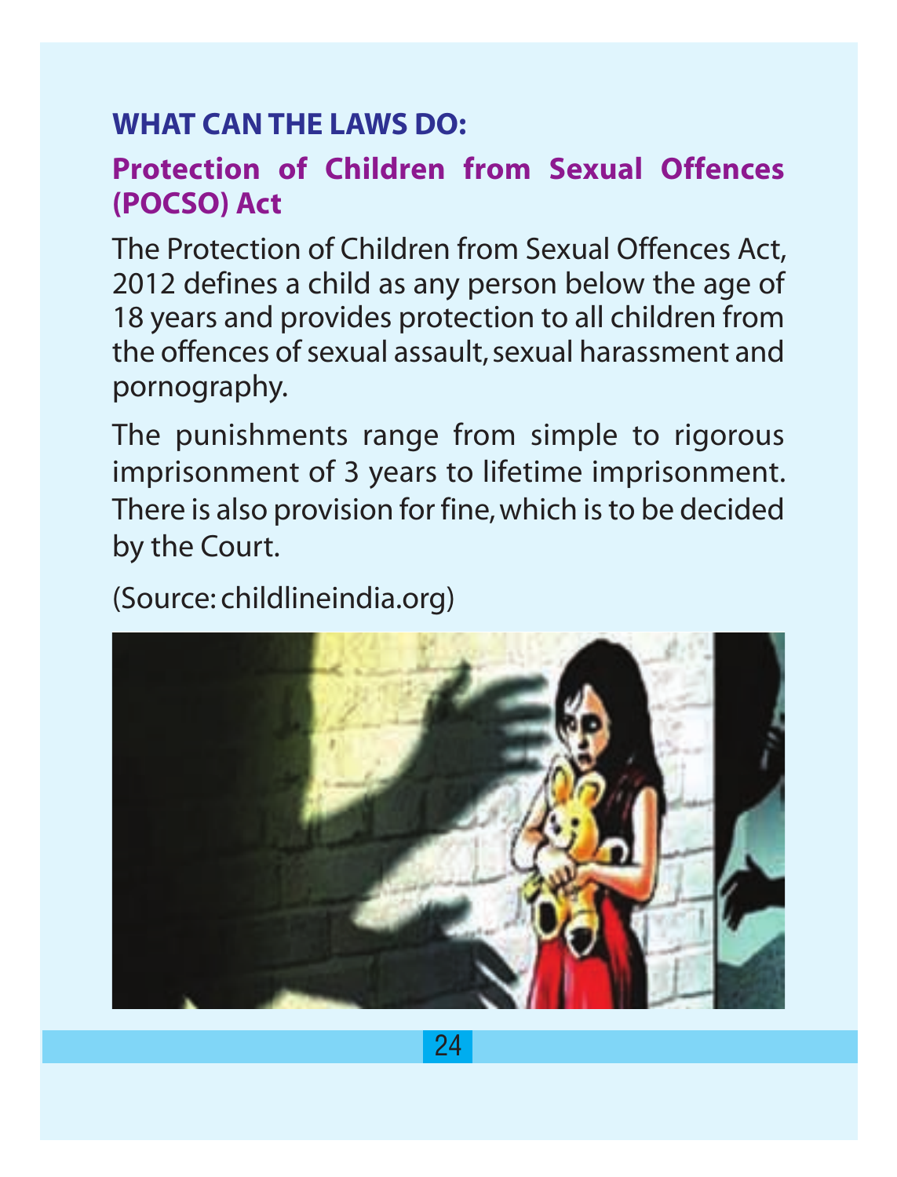## WHAT CAN THE LAWS DO:

### Protection of Children from Sexual Offences (POCSO) Act

The Protection of Children from Sexual Offences Act, 2012 defines a child as any person below the age of 18 years and provides protection to all children from the offences of sexual assault, sexual harassment and pornography.

The punishments range from simple to rigorous imprisonment of 3 years to lifetime imprisonment. There is also provision for fine, which is to be decided by the Court.

(Source: childlineindia.org)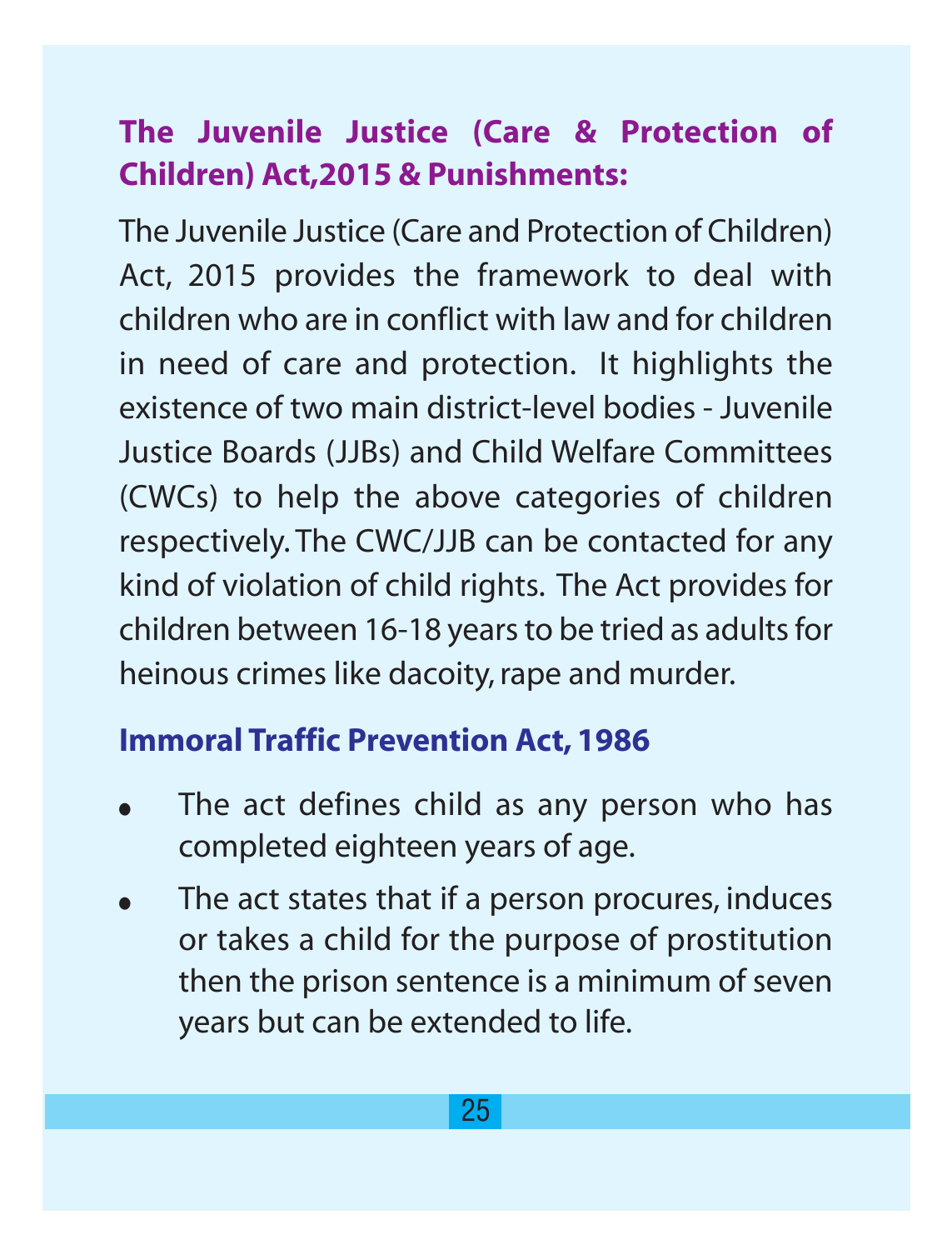## The Juvenile Justice (Care & Protection of Children) Act,2015 & Punishments:

The Juvenile Justice (Care and Protection of Children) Act, 2015 provides the framework to deal with children who are in conflict with law and for children in need of care and protection. It highlights the existence of two main district-level bodies - Juvenile Justice Boards (JJBs) and Child Welfare Committees (CWCs) to help the above categories of children respectively. The CWC/JJB can be contacted for any kind of violation of child rights. The Act provides for children between 16-18 years to be tried as adults for heinous crimes like dacoity, rape and murder.

### Immoral Traffic Prevention Act, 1986

- The act defines child as any person who has completed eighteen years of age.
- The act states that if a person procures, induces or takes a child for the purpose of prostitution then the prison sentence is a minimum of seven years but can be extended to life.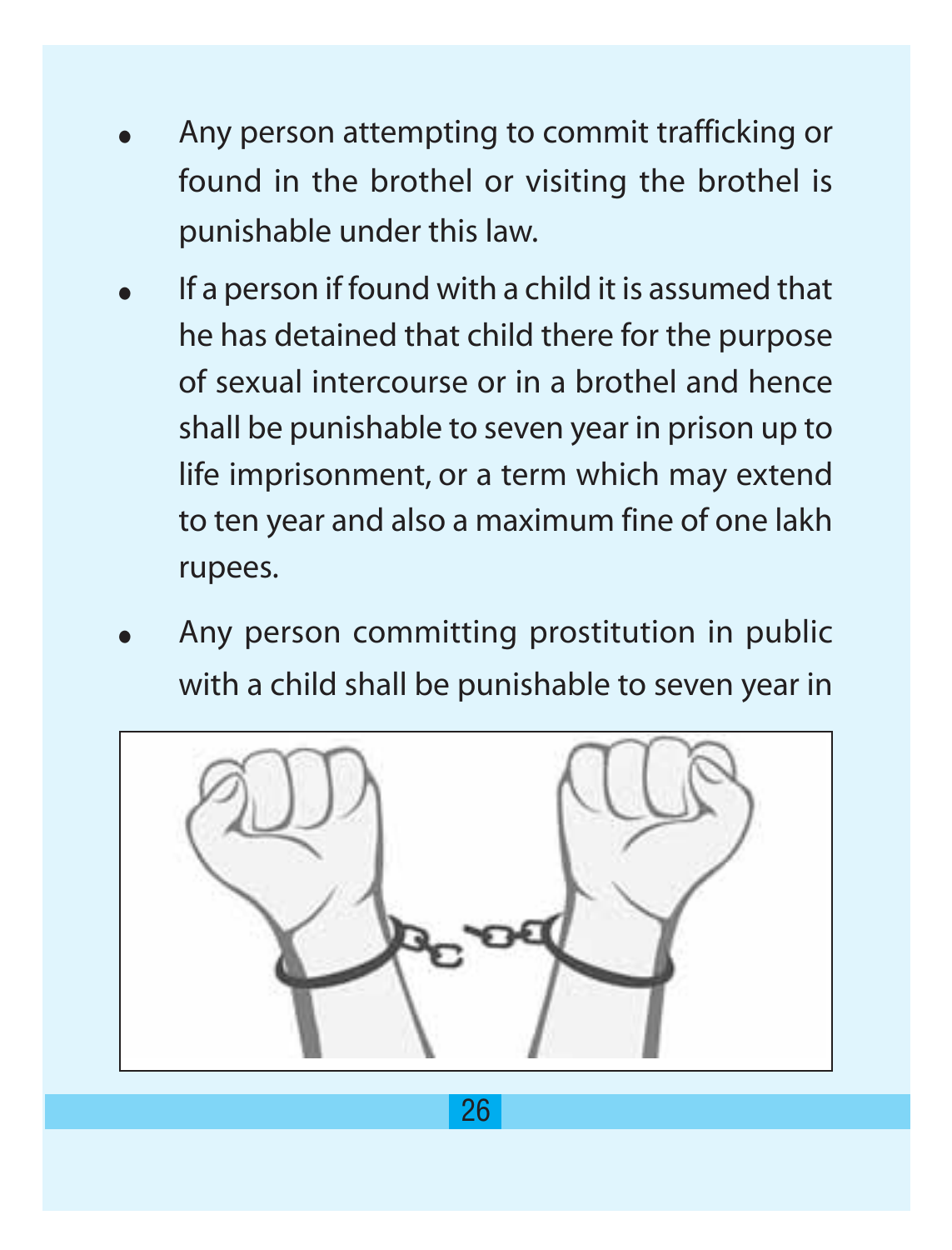- Any person attempting to commit trafficking or found in the brothel or visiting the brothel is punishable under this law.
- If a person if found with a child it is assumed that he has detained that child there for the purpose of sexual intercourse or in a brothel and hence shall be punishable to seven year in prison up to life imprisonment, or a term which may extend to ten year and also a maximum fine of one lakh rupees.
- Any person committing prostitution in public with a child shall be punishable to seven year in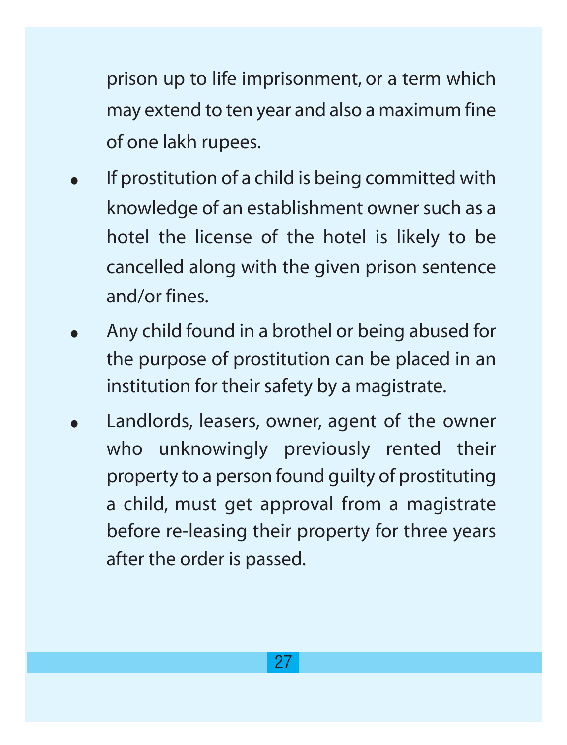prison up to life imprisonment, or a term which may extend to ten year and also a maximum fine of one lakh rupees.

- If prostitution of a child is being committed with knowledge of an establishment owner such as a hotel the license of the hotel is likely to be cancelled along with the given prison sentence and/or fines.
- Any child found in a brothel or being abused for the purpose of prostitution can be placed in an institution for their safety by a magistrate.
- Landlords, leasers, owner, agent of the owner who unknowingly previously rented their property to a person found guilty of prostituting a child, must get approval from a magistrate before re-leasing their property for three years after the order is passed.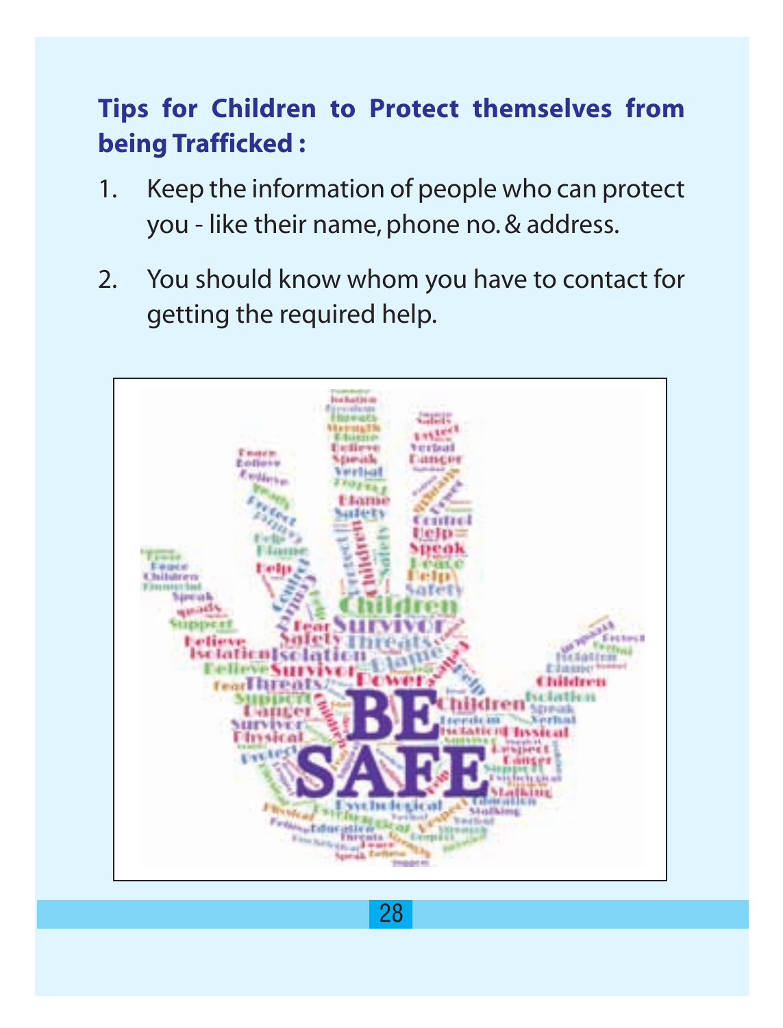**Tips for Children to Protect themselves from being Trafficked :**

1. Keep the information of people who can protect you - like their name, phone no. & address.
2. You should know whom you have to contact for getting the required help.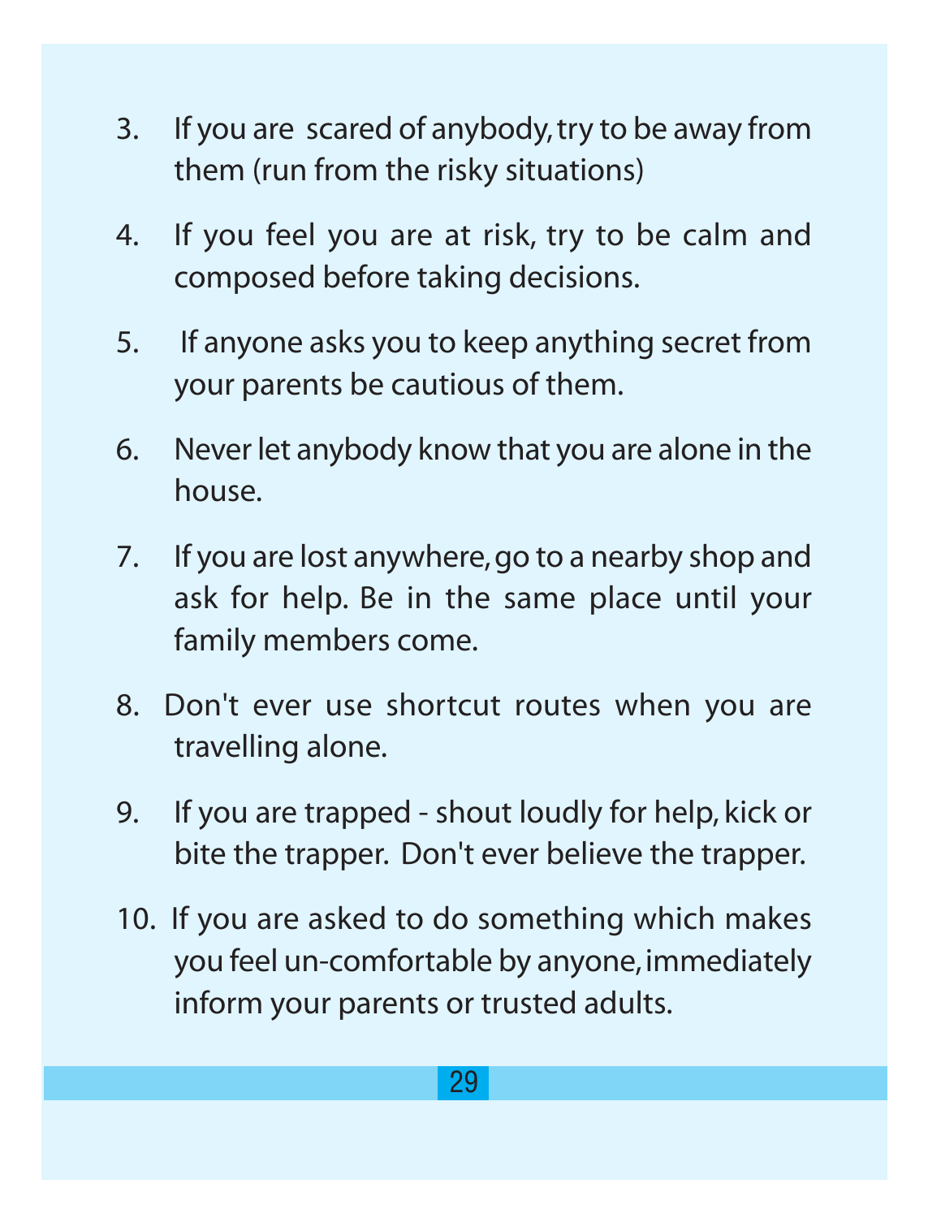3. If you are scared of anybody, try to be away from them (run from the risky situations)

4. If you feel you are at risk, try to be calm and composed before taking decisions.

5. If anyone asks you to keep anything secret from your parents be cautious of them.

6. Never let anybody know that you are alone in the house.

7. If you are lost anywhere, go to a nearby shop and ask for help. Be in the same place until your family members come.

8. Don't ever use shortcut routes when you are travelling alone.

9. If you are trapped - shout loudly for help, kick or bite the trapper. Don't ever believe the trapper.

10. If you are asked to do something which makes you feel un-comfortable by anyone, immediately inform your parents or trusted adults.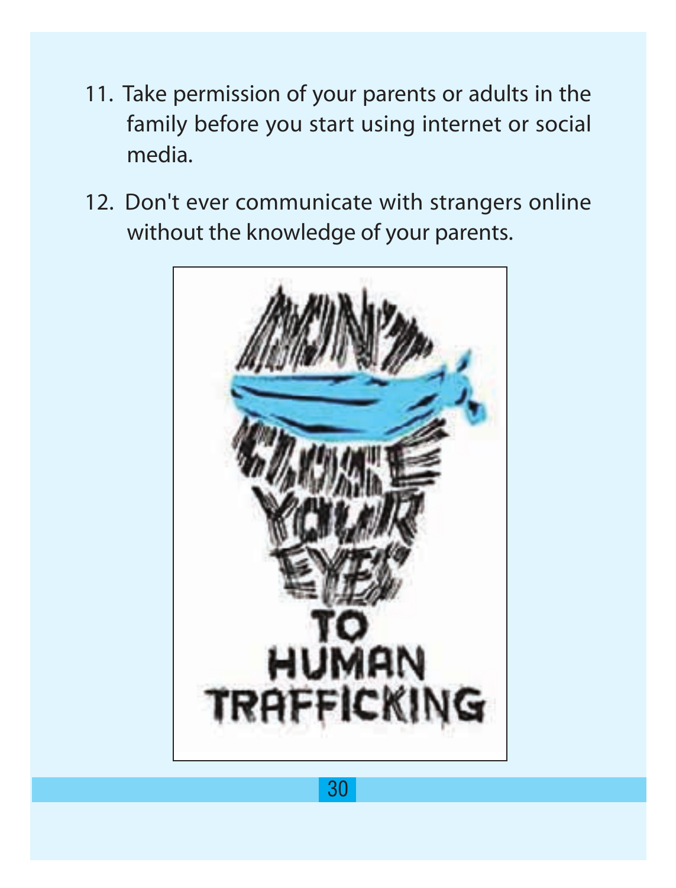11. Take permission of your parents or adults in the family before you start using internet or social media.

12. Don't ever communicate with strangers online without the knowledge of your parents.

DON'T CLOSE YOUR EYES TO HUMAN TRAFFICKING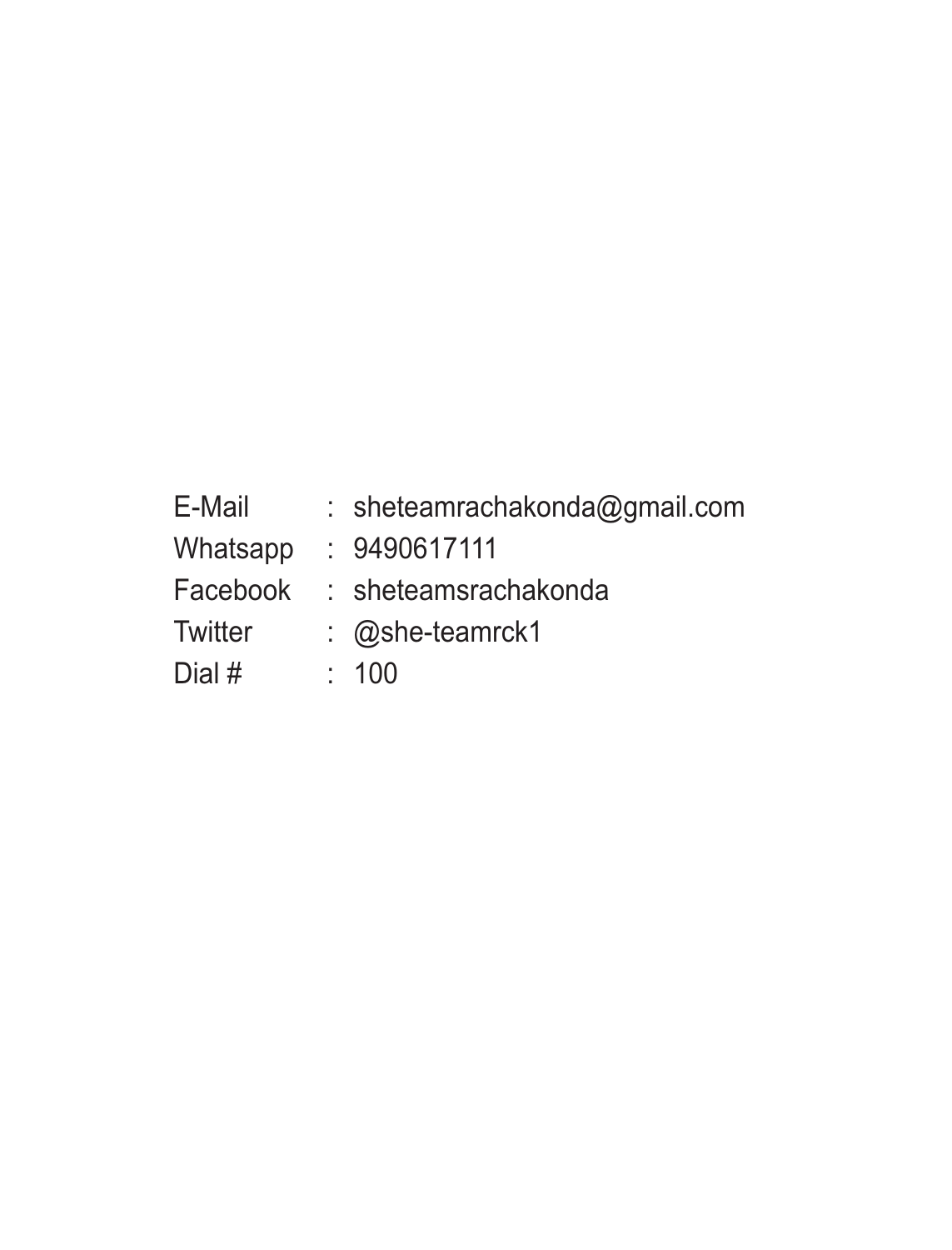| | | |
|---|---|---|
| E-Mail | : | sheteamrachakonda@gmail.com |
| Whatsapp | : | 9490617111 |
| Facebook | : | sheteamsrachakonda |
| Twitter | : | @she-teamrck1 |
| Dial # | : | 100 |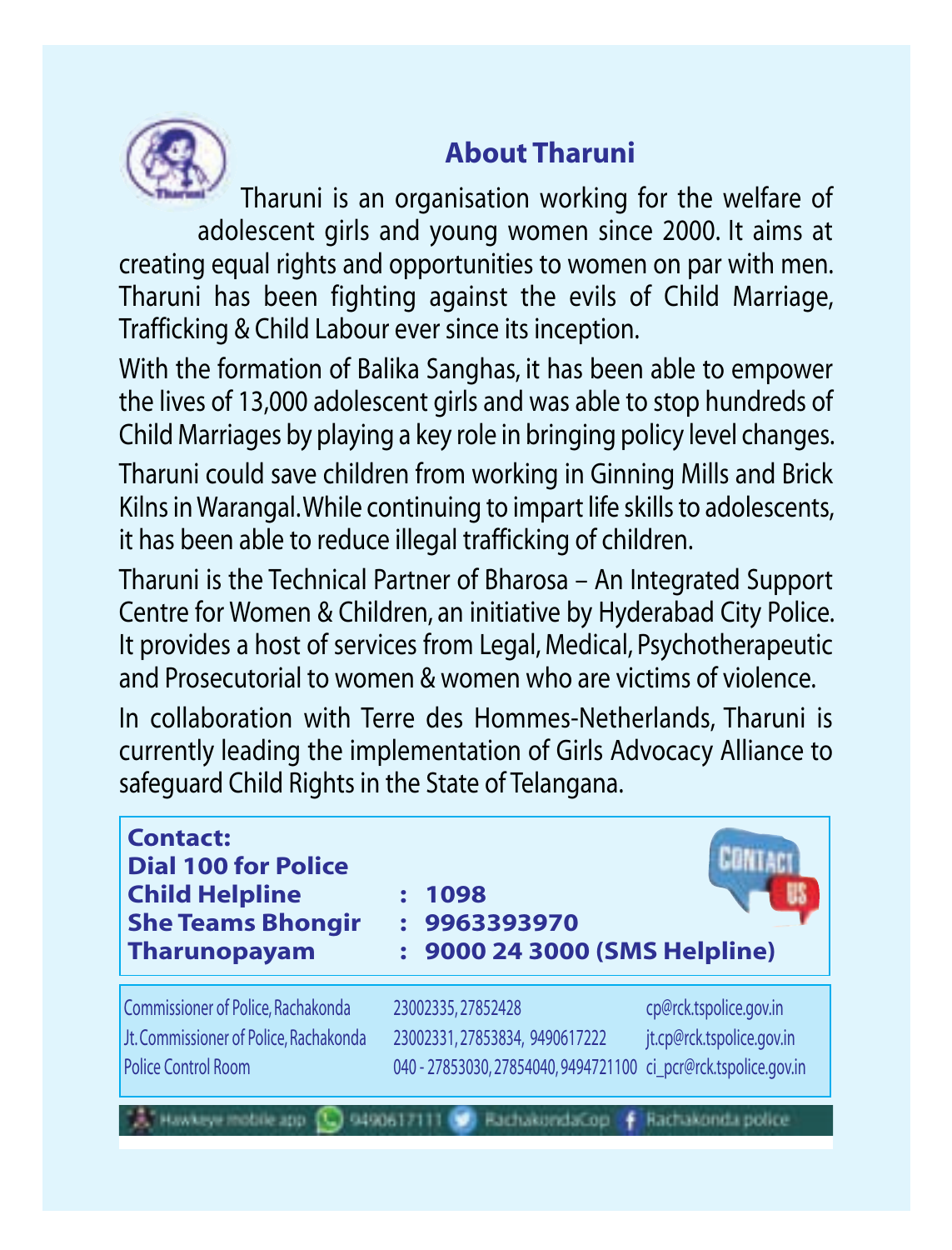## About Tharuni

Tharuni is an organisation working for the welfare of adolescent girls and young women since 2000. It aims at creating equal rights and opportunities to women on par with men. Tharuni has been fighting against the evils of Child Marriage, Trafficking & Child Labour ever since its inception.

With the formation of Balika Sanghas, it has been able to empower the lives of 13,000 adolescent girls and was able to stop hundreds of Child Marriages by playing a key role in bringing policy level changes.

Tharuni could save children from working in Ginning Mills and Brick Kilns in Warangal. While continuing to impart life skills to adolescents, it has been able to reduce illegal trafficking of children.

Tharuni is the Technical Partner of Bharosa – An Integrated Support Centre for Women & Children, an initiative by Hyderabad City Police. It provides a host of services from Legal, Medical, Psychotherapeutic and Prosecutorial to women & women who are victims of violence.

In collaboration with Terre des Hommes-Netherlands, Tharuni is currently leading the implementation of Girls Advocacy Alliance to safeguard Child Rights in the State of Telangana.

**Contact:**
**Dial 100 for Police**
**Child Helpline : 1098**
**She Teams Bhongir : 9963393970**
**Tharunopayam : 9000 24 3000 (SMS Helpline)**

| | | |
|---|---|---|
| Commissioner of Police, Rachakonda | 23002335, 27852428 | cp@rck.tspolice.gov.in |
| Jt. Commissioner of Police, Rachakonda | 23002331, 27853834, 9490617222 | jt.cp@rck.tspolice.gov.in |
| Police Control Room | 040 - 27853030, 27854040, 9494721100 | ci_pcr@rck.tspolice.gov.in |

Hawkeye mobile app 9490617111 RachakondaCop Rachakonda police